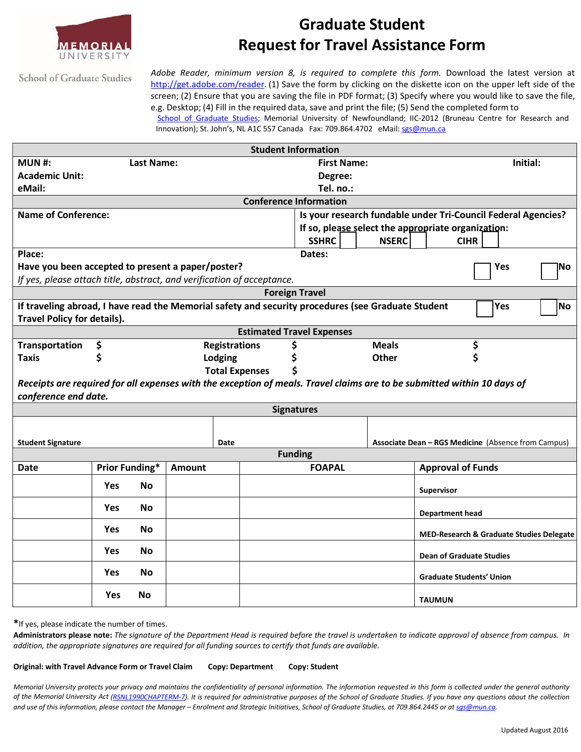MEMORIAL UNIVERSITY

School of Graduate Studies

# Graduate Student Request for Travel Assistance Form

*Adobe Reader, minimum version 8, is required to complete this form.* Download the latest version at http://get.adobe.com/reader. (1) Save the form by clicking on the diskette icon on the upper left side of the screen; (2) Ensure that you are saving the file in PDF format; (3) Specify where you would like to save the file, e.g. Desktop; (4) Fill in the required data, save and print the file; (5) Send the completed form to School of Graduate Studies; Memorial University of Newfoundland; IIC-2012 (Bruneau Centre for Research and Innovation); St. John's, NL A1C 5S7 Canada Fax: 709.864.4702 eMail: sgs@mun.ca

## Student Information

**MUN #:** **Last Name:** **First Name:** **Initial:**

**Academic Unit:** **Degree:**

**eMail:** **Tel. no.:**

## Conference Information

**Name of Conference:**

**Is your research fundable under Tri-Council Federal Agencies? If so, please select the appropriate organization:**

**SSHRC** ☐ **NSERC** ☐ **CIHR** ☐

**Place:** **Dates:**

**Have you been accepted to present a paper/poster?** ☐ **Yes** ☐ **No**

*If yes, please attach title, abstract, and verification of acceptance.*

## Foreign Travel

**If traveling abroad, I have read the Memorial safety and security procedures (see Graduate Student Travel Policy for details).** ☐ **Yes** ☐ **No**

## Estimated Travel Expenses

| | | | | | |
|---|---|---|---|---|---|
| **Transportation** | **$** | **Registrations** | **$** | **Meals** | **$** |
| **Taxis** | **$** | **Lodging** | **$** | **Other** | **$** |
| | | **Total Expenses** | **$** | | |

***Receipts are required for all expenses with the exception of meals. Travel claims are to be submitted within 10 days of conference end date.***

## Signatures

| | | |
|---|---|---|
| **Student Signature** | **Date** | **Associate Dean – RGS Medicine** (Absence from Campus) |

## Funding

| Date | Prior Funding* | Amount | FOAPAL | Approval of Funds |
|---|---|---|---|---|
| | Yes No | | | **Supervisor** |
| | Yes No | | | **Department head** |
| | Yes No | | | **MED-Research & Graduate Studies Delegate** |
| | Yes No | | | **Dean of Graduate Studies** |
| | Yes No | | | **Graduate Students' Union** |
| | Yes No | | | **TAUMUN** |

*If yes, please indicate the number of times.

**Administrators please note:** *The signature of the Department Head is required before the travel is undertaken to indicate approval of absence from campus. In addition, the appropriate signatures are required for all funding sources to certify that funds are available.*

**Original: with Travel Advance Form or Travel Claim** **Copy: Department** **Copy: Student**

*Memorial University protects your privacy and maintains the confidentiality of personal information. The information requested in this form is collected under the general authority of the Memorial University Act (RSNL1990CHAPTERM-7). It is required for administrative purposes of the School of Graduate Studies. If you have any questions about the collection and use of this information, please contact the Manager – Enrolment and Strategic Initiatives, School of Graduate Studies, at 709.864.2445 or at sgs@mun.ca.*

Updated August 2016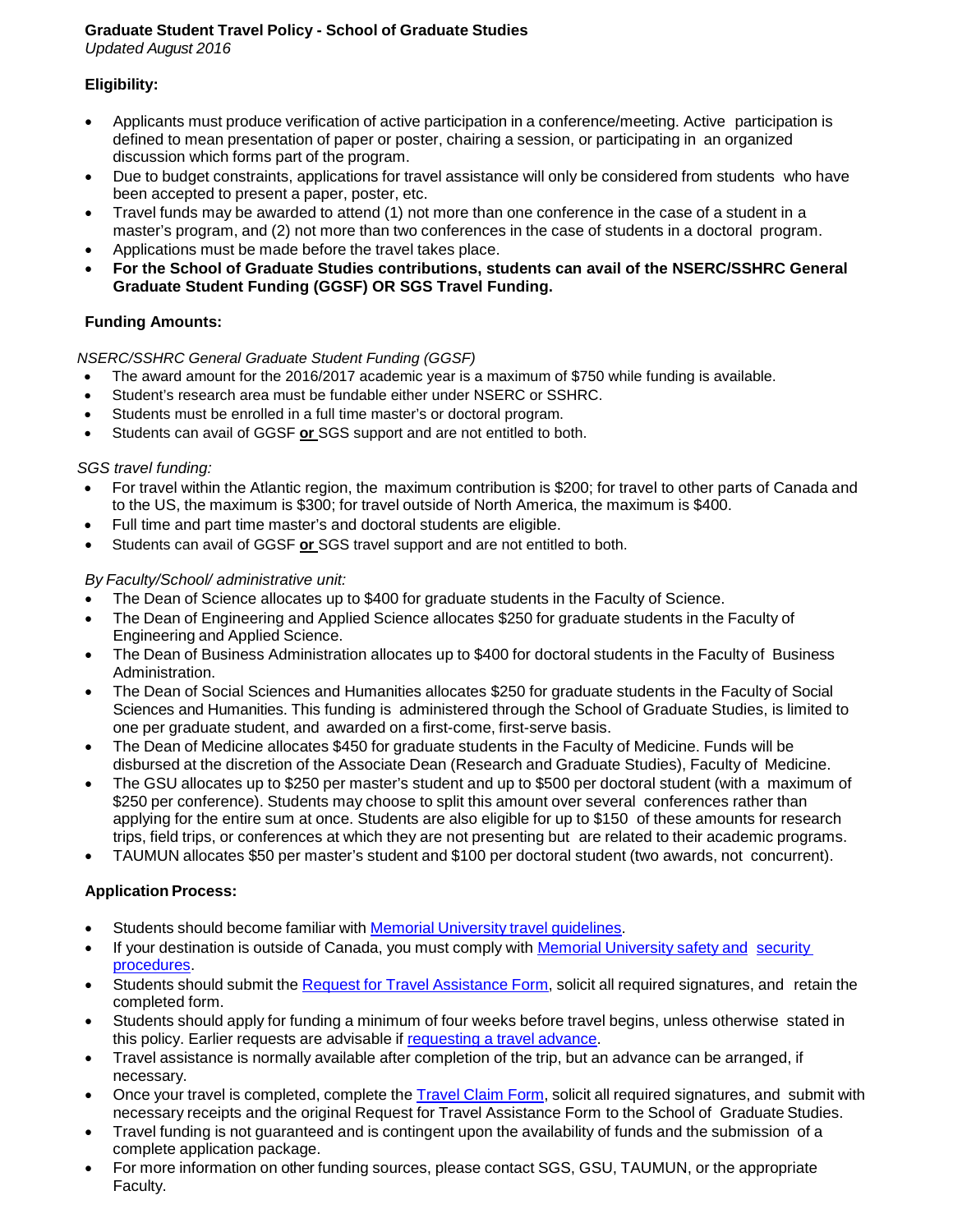**Graduate Student Travel Policy - School of Graduate Studies**
*Updated August 2016*

**Eligibility:**

- Applicants must produce verification of active participation in a conference/meeting. Active participation is defined to mean presentation of paper or poster, chairing a session, or participating in an organized discussion which forms part of the program.
- Due to budget constraints, applications for travel assistance will only be considered from students who have been accepted to present a paper, poster, etc.
- Travel funds may be awarded to attend (1) not more than one conference in the case of a student in a master's program, and (2) not more than two conferences in the case of students in a doctoral program.
- Applications must be made before the travel takes place.
- **For the School of Graduate Studies contributions, students can avail of the NSERC/SSHRC General Graduate Student Funding (GGSF) OR SGS Travel Funding.**

**Funding Amounts:**

*NSERC/SSHRC General Graduate Student Funding (GGSF)*

- The award amount for the 2016/2017 academic year is a maximum of $750 while funding is available.
- Student's research area must be fundable either under NSERC or SSHRC.
- Students must be enrolled in a full time master's or doctoral program.
- Students can avail of GGSF **<u>or</u>** SGS support and are not entitled to both.

*SGS travel funding:*

- For travel within the Atlantic region, the maximum contribution is $200; for travel to other parts of Canada and to the US, the maximum is $300; for travel outside of North America, the maximum is $400.
- Full time and part time master's and doctoral students are eligible.
- Students can avail of GGSF **<u>or</u>** SGS travel support and are not entitled to both.

*By Faculty/School/ administrative unit:*

- The Dean of Science allocates up to $400 for graduate students in the Faculty of Science.
- The Dean of Engineering and Applied Science allocates $250 for graduate students in the Faculty of Engineering and Applied Science.
- The Dean of Business Administration allocates up to $400 for doctoral students in the Faculty of Business Administration.
- The Dean of Social Sciences and Humanities allocates $250 for graduate students in the Faculty of Social Sciences and Humanities. This funding is administered through the School of Graduate Studies, is limited to one per graduate student, and awarded on a first-come, first-serve basis.
- The Dean of Medicine allocates $450 for graduate students in the Faculty of Medicine. Funds will be disbursed at the discretion of the Associate Dean (Research and Graduate Studies), Faculty of Medicine.
- The GSU allocates up to $250 per master's student and up to $500 per doctoral student (with a maximum of $250 per conference). Students may choose to split this amount over several conferences rather than applying for the entire sum at once. Students are also eligible for up to $150 of these amounts for research trips, field trips, or conferences at which they are not presenting but are related to their academic programs.
- TAUMUN allocates $50 per master's student and $100 per doctoral student (two awards, not concurrent).

**Application Process:**

- Students should become familiar with Memorial University travel guidelines.
- If your destination is outside of Canada, you must comply with Memorial University safety and security procedures.
- Students should submit the Request for Travel Assistance Form, solicit all required signatures, and retain the completed form.
- Students should apply for funding a minimum of four weeks before travel begins, unless otherwise stated in this policy. Earlier requests are advisable if requesting a travel advance.
- Travel assistance is normally available after completion of the trip, but an advance can be arranged, if necessary.
- Once your travel is completed, complete the Travel Claim Form, solicit all required signatures, and submit with necessary receipts and the original Request for Travel Assistance Form to the School of Graduate Studies.
- Travel funding is not guaranteed and is contingent upon the availability of funds and the submission of a complete application package.
- For more information on other funding sources, please contact SGS, GSU, TAUMUN, or the appropriate Faculty.